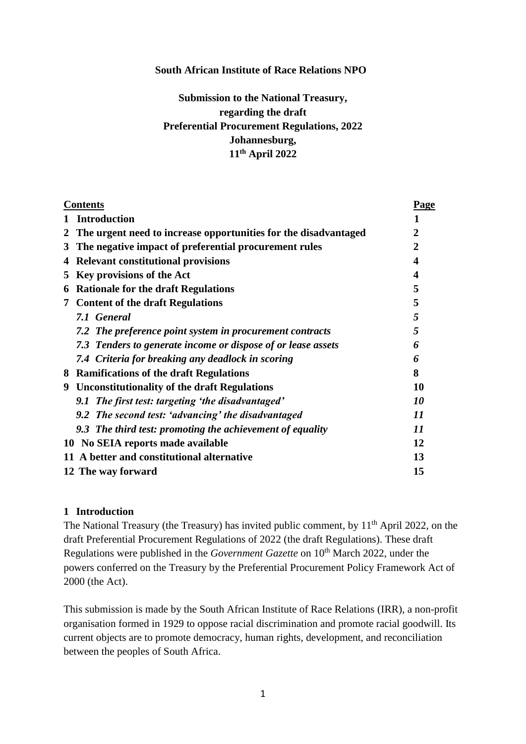**South African Institute of Race Relations NPO**

**Submission to the National Treasury,**
**regarding the draft**
**Preferential Procurement Regulations, 2022**
**Johannesburg,**
**11th April 2022**

| **Contents** | **Page** |
|---|---|
| **1 Introduction** | **1** |
| **2 The urgent need to increase opportunities for the disadvantaged** | **2** |
| **3 The negative impact of preferential procurement rules** | **2** |
| **4 Relevant constitutional provisions** | **4** |
| **5 Key provisions of the Act** | **4** |
| **6 Rationale for the draft Regulations** | **5** |
| **7 Content of the draft Regulations** | **5** |
| ***7.1 General*** | ***5*** |
| ***7.2 The preference point system in procurement contracts*** | ***5*** |
| ***7.3 Tenders to generate income or dispose of or lease assets*** | ***6*** |
| ***7.4 Criteria for breaking any deadlock in scoring*** | ***6*** |
| **8 Ramifications of the draft Regulations** | **8** |
| **9 Unconstitutionality of the draft Regulations** | **10** |
| ***9.1 The first test: targeting 'the disadvantaged'*** | ***10*** |
| ***9.2 The second test: 'advancing' the disadvantaged*** | ***11*** |
| ***9.3 The third test: promoting the achievement of equality*** | ***11*** |
| **10 No SEIA reports made available** | **12** |
| **11 A better and constitutional alternative** | **13** |
| **12 The way forward** | **15** |

## 1 Introduction

The National Treasury (the Treasury) has invited public comment, by 11th April 2022, on the draft Preferential Procurement Regulations of 2022 (the draft Regulations). These draft Regulations were published in the *Government Gazette* on 10th March 2022, under the powers conferred on the Treasury by the Preferential Procurement Policy Framework Act of 2000 (the Act).

This submission is made by the South African Institute of Race Relations (IRR), a non-profit organisation formed in 1929 to oppose racial discrimination and promote racial goodwill. Its current objects are to promote democracy, human rights, development, and reconciliation between the peoples of South Africa.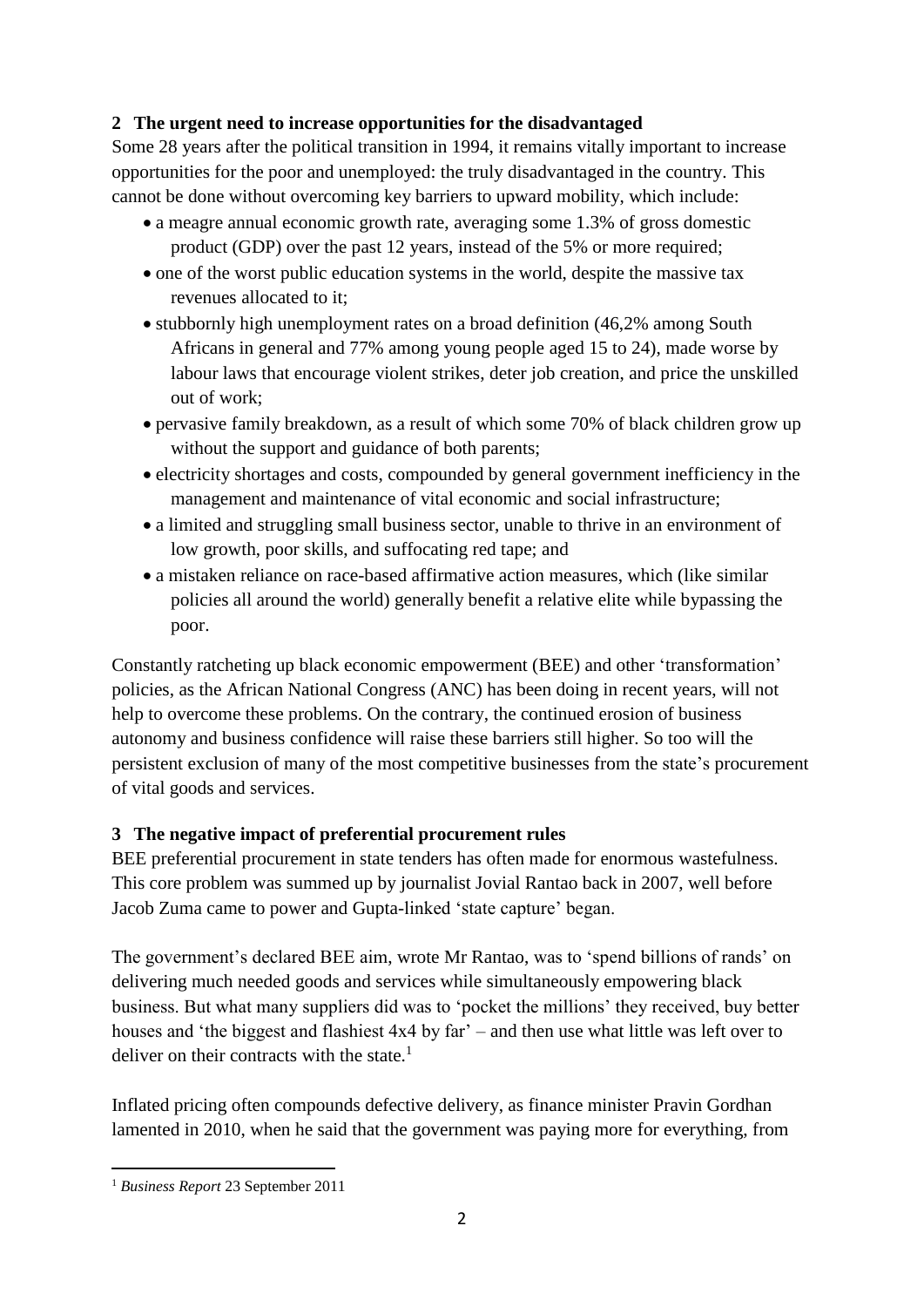## 2 The urgent need to increase opportunities for the disadvantaged

Some 28 years after the political transition in 1994, it remains vitally important to increase opportunities for the poor and unemployed: the truly disadvantaged in the country. This cannot be done without overcoming key barriers to upward mobility, which include:

- a meagre annual economic growth rate, averaging some 1.3% of gross domestic product (GDP) over the past 12 years, instead of the 5% or more required;
- one of the worst public education systems in the world, despite the massive tax revenues allocated to it;
- stubbornly high unemployment rates on a broad definition (46,2% among South Africans in general and 77% among young people aged 15 to 24), made worse by labour laws that encourage violent strikes, deter job creation, and price the unskilled out of work;
- pervasive family breakdown, as a result of which some 70% of black children grow up without the support and guidance of both parents;
- electricity shortages and costs, compounded by general government inefficiency in the management and maintenance of vital economic and social infrastructure;
- a limited and struggling small business sector, unable to thrive in an environment of low growth, poor skills, and suffocating red tape; and
- a mistaken reliance on race-based affirmative action measures, which (like similar policies all around the world) generally benefit a relative elite while bypassing the poor.

Constantly ratcheting up black economic empowerment (BEE) and other 'transformation' policies, as the African National Congress (ANC) has been doing in recent years, will not help to overcome these problems. On the contrary, the continued erosion of business autonomy and business confidence will raise these barriers still higher. So too will the persistent exclusion of many of the most competitive businesses from the state's procurement of vital goods and services.

## 3 The negative impact of preferential procurement rules

BEE preferential procurement in state tenders has often made for enormous wastefulness. This core problem was summed up by journalist Jovial Rantao back in 2007, well before Jacob Zuma came to power and Gupta-linked 'state capture' began.

The government's declared BEE aim, wrote Mr Rantao, was to 'spend billions of rands' on delivering much needed goods and services while simultaneously empowering black business. But what many suppliers did was to 'pocket the millions' they received, buy better houses and 'the biggest and flashiest 4x4 by far' – and then use what little was left over to deliver on their contracts with the state.[1]

Inflated pricing often compounds defective delivery, as finance minister Pravin Gordhan lamented in 2010, when he said that the government was paying more for everything, from

[1] *Business Report* 23 September 2011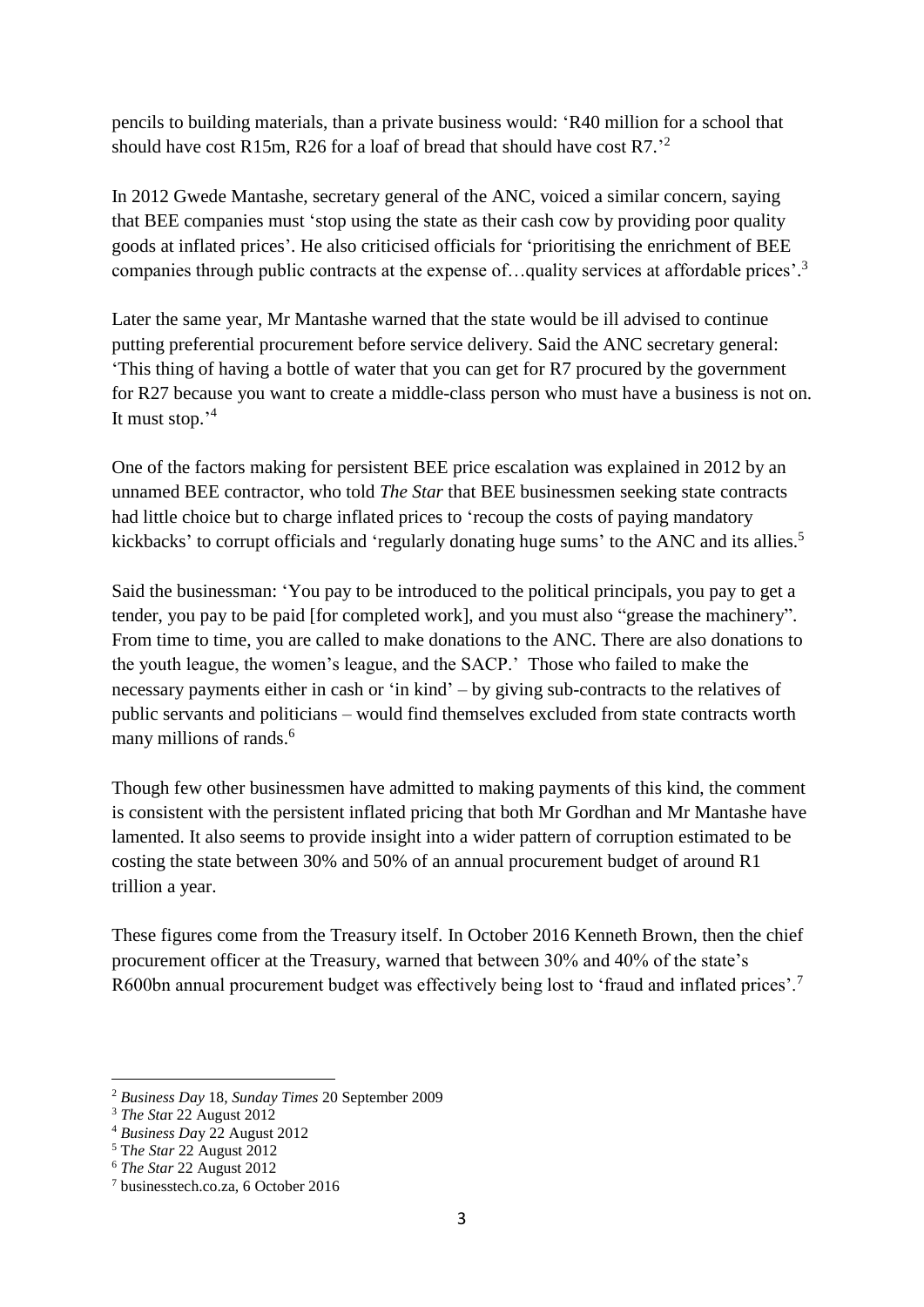pencils to building materials, than a private business would: 'R40 million for a school that should have cost R15m, R26 for a loaf of bread that should have cost R7.'[2]

In 2012 Gwede Mantashe, secretary general of the ANC, voiced a similar concern, saying that BEE companies must 'stop using the state as their cash cow by providing poor quality goods at inflated prices'. He also criticised officials for 'prioritising the enrichment of BEE companies through public contracts at the expense of…quality services at affordable prices'.[3]

Later the same year, Mr Mantashe warned that the state would be ill advised to continue putting preferential procurement before service delivery. Said the ANC secretary general: 'This thing of having a bottle of water that you can get for R7 procured by the government for R27 because you want to create a middle-class person who must have a business is not on. It must stop.'[4]

One of the factors making for persistent BEE price escalation was explained in 2012 by an unnamed BEE contractor, who told *The Star* that BEE businessmen seeking state contracts had little choice but to charge inflated prices to 'recoup the costs of paying mandatory kickbacks' to corrupt officials and 'regularly donating huge sums' to the ANC and its allies.[5]

Said the businessman: 'You pay to be introduced to the political principals, you pay to get a tender, you pay to be paid [for completed work], and you must also "grease the machinery". From time to time, you are called to make donations to the ANC. There are also donations to the youth league, the women's league, and the SACP.' Those who failed to make the necessary payments either in cash or 'in kind' – by giving sub-contracts to the relatives of public servants and politicians – would find themselves excluded from state contracts worth many millions of rands.[6]

Though few other businessmen have admitted to making payments of this kind, the comment is consistent with the persistent inflated pricing that both Mr Gordhan and Mr Mantashe have lamented. It also seems to provide insight into a wider pattern of corruption estimated to be costing the state between 30% and 50% of an annual procurement budget of around R1 trillion a year.

These figures come from the Treasury itself. In October 2016 Kenneth Brown, then the chief procurement officer at the Treasury, warned that between 30% and 40% of the state's R600bn annual procurement budget was effectively being lost to 'fraud and inflated prices'.[7]

---

[2] *Business Day* 18, *Sunday Times* 20 September 2009
[3] *The Star* 22 August 2012
[4] *Business Day* 22 August 2012
[5] *The Star* 22 August 2012
[6] *The Star* 22 August 2012
[7] businesstech.co.za, 6 October 2016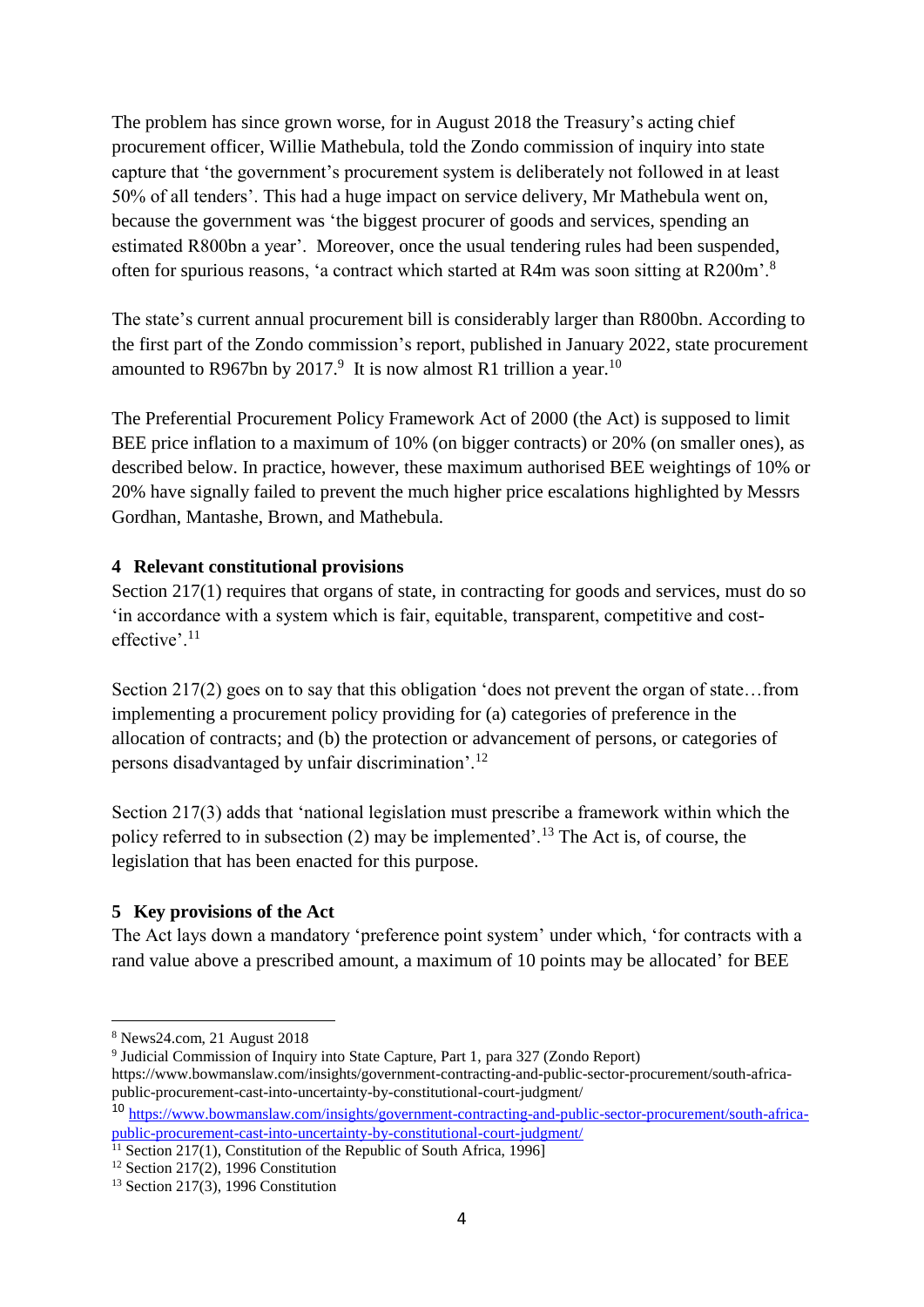The problem has since grown worse, for in August 2018 the Treasury's acting chief procurement officer, Willie Mathebula, told the Zondo commission of inquiry into state capture that 'the government's procurement system is deliberately not followed in at least 50% of all tenders'. This had a huge impact on service delivery, Mr Mathebula went on, because the government was 'the biggest procurer of goods and services, spending an estimated R800bn a year'. Moreover, once the usual tendering rules had been suspended, often for spurious reasons, 'a contract which started at R4m was soon sitting at R200m'.[8]

The state's current annual procurement bill is considerably larger than R800bn. According to the first part of the Zondo commission's report, published in January 2022, state procurement amounted to R967bn by 2017.[9] It is now almost R1 trillion a year.[10]

The Preferential Procurement Policy Framework Act of 2000 (the Act) is supposed to limit BEE price inflation to a maximum of 10% (on bigger contracts) or 20% (on smaller ones), as described below. In practice, however, these maximum authorised BEE weightings of 10% or 20% have signally failed to prevent the much higher price escalations highlighted by Messrs Gordhan, Mantashe, Brown, and Mathebula.

## 4 Relevant constitutional provisions

Section 217(1) requires that organs of state, in contracting for goods and services, must do so 'in accordance with a system which is fair, equitable, transparent, competitive and cost-effective'.[11]

Section 217(2) goes on to say that this obligation 'does not prevent the organ of state…from implementing a procurement policy providing for (a) categories of preference in the allocation of contracts; and (b) the protection or advancement of persons, or categories of persons disadvantaged by unfair discrimination'.[12]

Section 217(3) adds that 'national legislation must prescribe a framework within which the policy referred to in subsection (2) may be implemented'.[13] The Act is, of course, the legislation that has been enacted for this purpose.

## 5 Key provisions of the Act

The Act lays down a mandatory 'preference point system' under which, 'for contracts with a rand value above a prescribed amount, a maximum of 10 points may be allocated' for BEE

---

[8] News24.com, 21 August 2018

[9] Judicial Commission of Inquiry into State Capture, Part 1, para 327 (Zondo Report) https://www.bowmanslaw.com/insights/government-contracting-and-public-sector-procurement/south-africa-public-procurement-cast-into-uncertainty-by-constitutional-court-judgment/

[10] https://www.bowmanslaw.com/insights/government-contracting-and-public-sector-procurement/south-africa-public-procurement-cast-into-uncertainty-by-constitutional-court-judgment/

[11] Section 217(1), Constitution of the Republic of South Africa, 1996]

[12] Section 217(2), 1996 Constitution

[13] Section 217(3), 1996 Constitution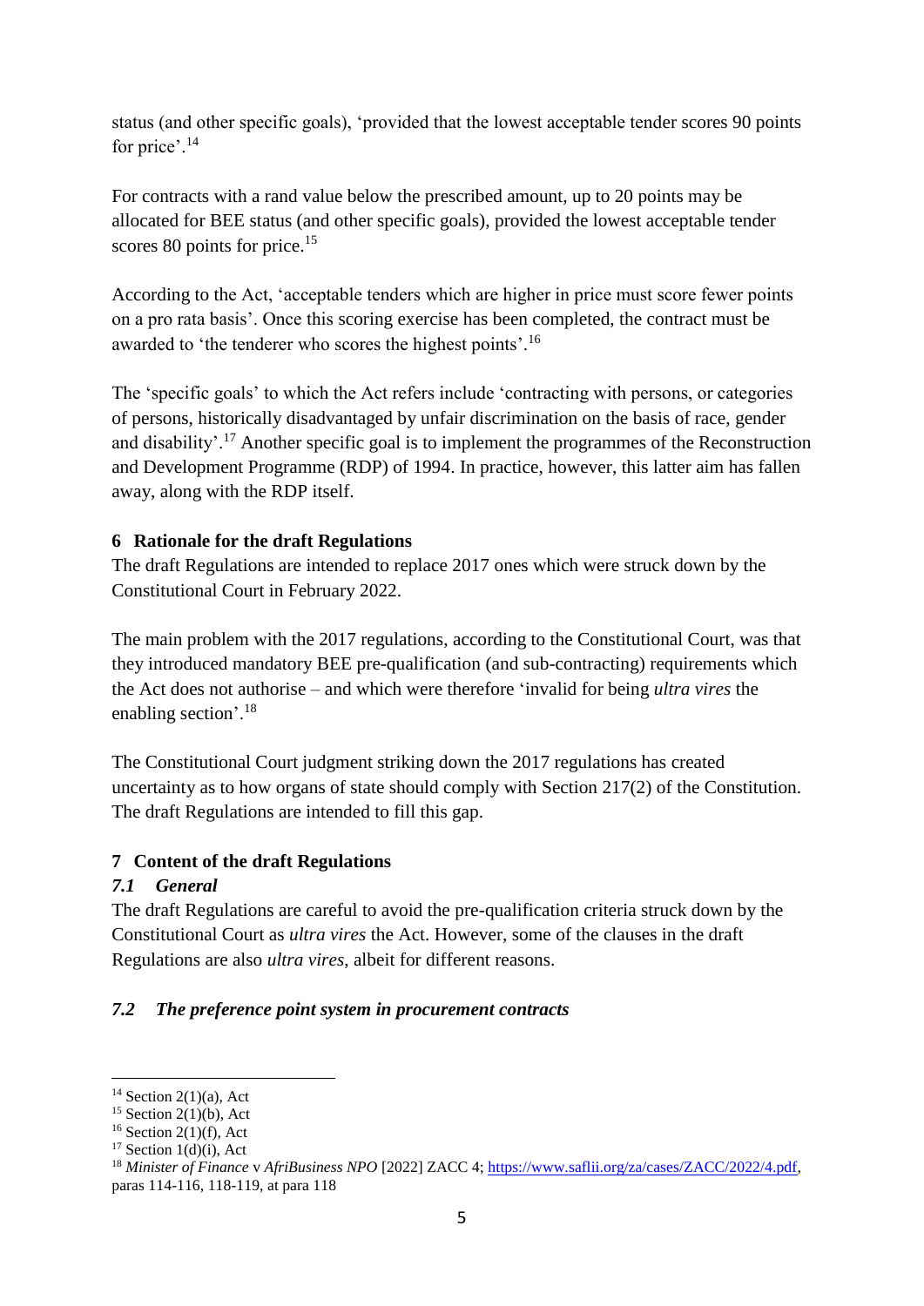status (and other specific goals), 'provided that the lowest acceptable tender scores 90 points for price'.[14]

For contracts with a rand value below the prescribed amount, up to 20 points may be allocated for BEE status (and other specific goals), provided the lowest acceptable tender scores 80 points for price.[15]

According to the Act, 'acceptable tenders which are higher in price must score fewer points on a pro rata basis'. Once this scoring exercise has been completed, the contract must be awarded to 'the tenderer who scores the highest points'.[16]

The 'specific goals' to which the Act refers include 'contracting with persons, or categories of persons, historically disadvantaged by unfair discrimination on the basis of race, gender and disability'.[17] Another specific goal is to implement the programmes of the Reconstruction and Development Programme (RDP) of 1994. In practice, however, this latter aim has fallen away, along with the RDP itself.

## 6 Rationale for the draft Regulations

The draft Regulations are intended to replace 2017 ones which were struck down by the Constitutional Court in February 2022.

The main problem with the 2017 regulations, according to the Constitutional Court, was that they introduced mandatory BEE pre-qualification (and sub-contracting) requirements which the Act does not authorise – and which were therefore 'invalid for being *ultra vires* the enabling section'.[18]

The Constitutional Court judgment striking down the 2017 regulations has created uncertainty as to how organs of state should comply with Section 217(2) of the Constitution. The draft Regulations are intended to fill this gap.

## 7 Content of the draft Regulations

### *7.1 General*

The draft Regulations are careful to avoid the pre-qualification criteria struck down by the Constitutional Court as *ultra vires* the Act. However, some of the clauses in the draft Regulations are also *ultra vires*, albeit for different reasons.

### *7.2 The preference point system in procurement contracts*

---

[14] Section 2(1)(a), Act

[15] Section 2(1)(b), Act

[16] Section 2(1)(f), Act

[17] Section 1(d)(i), Act

[18] *Minister of Finance* v *AfriBusiness NPO* [2022] ZACC 4; https://www.saflii.org/za/cases/ZACC/2022/4.pdf, paras 114-116, 118-119, at para 118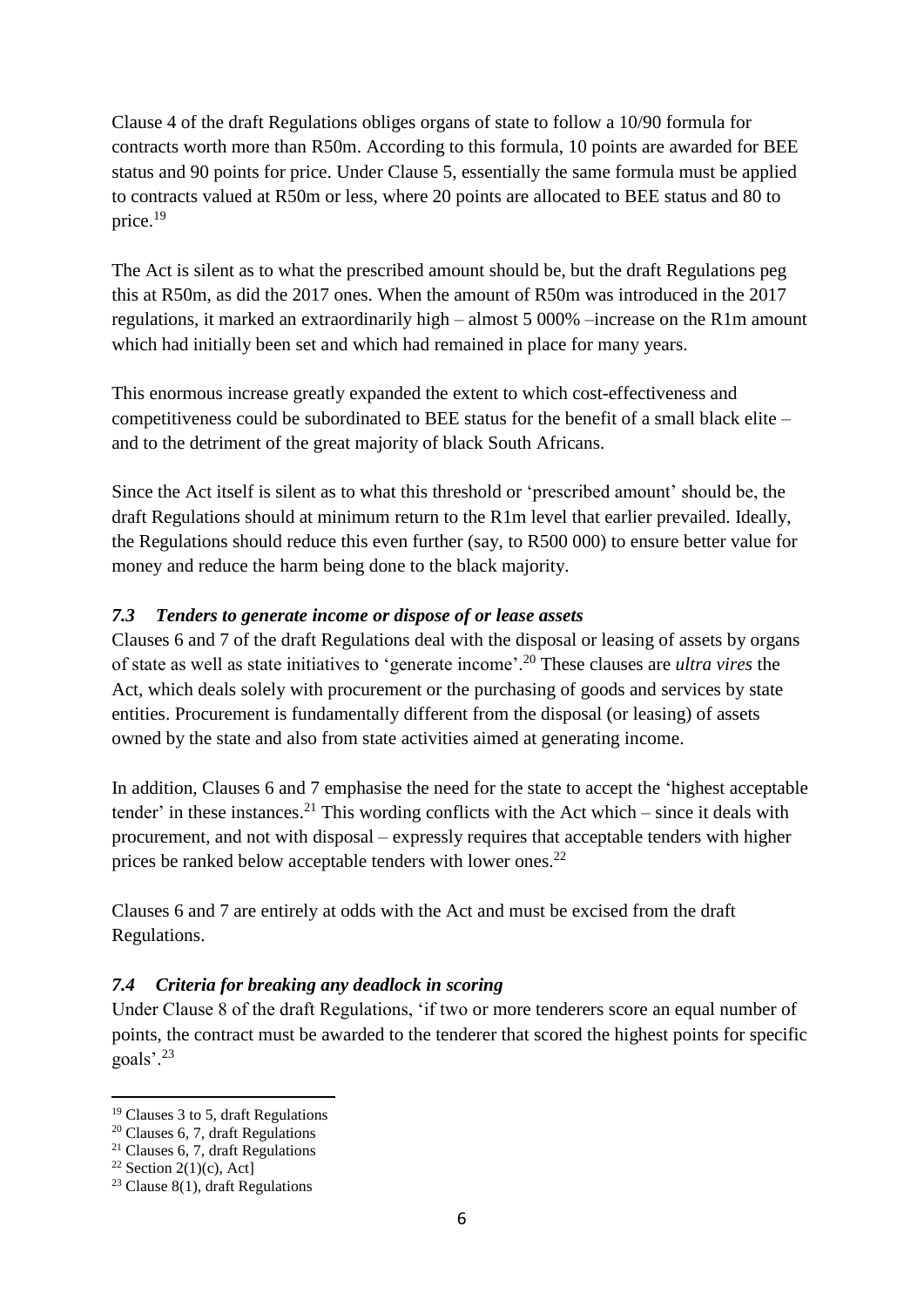Clause 4 of the draft Regulations obliges organs of state to follow a 10/90 formula for contracts worth more than R50m. According to this formula, 10 points are awarded for BEE status and 90 points for price. Under Clause 5, essentially the same formula must be applied to contracts valued at R50m or less, where 20 points are allocated to BEE status and 80 to price.[19]

The Act is silent as to what the prescribed amount should be, but the draft Regulations peg this at R50m, as did the 2017 ones. When the amount of R50m was introduced in the 2017 regulations, it marked an extraordinarily high – almost 5 000% –increase on the R1m amount which had initially been set and which had remained in place for many years.

This enormous increase greatly expanded the extent to which cost-effectiveness and competitiveness could be subordinated to BEE status for the benefit of a small black elite – and to the detriment of the great majority of black South Africans.

Since the Act itself is silent as to what this threshold or 'prescribed amount' should be, the draft Regulations should at minimum return to the R1m level that earlier prevailed. Ideally, the Regulations should reduce this even further (say, to R500 000) to ensure better value for money and reduce the harm being done to the black majority.

### *7.3 Tenders to generate income or dispose of or lease assets*

Clauses 6 and 7 of the draft Regulations deal with the disposal or leasing of assets by organs of state as well as state initiatives to 'generate income'.[20] These clauses are *ultra vires* the Act, which deals solely with procurement or the purchasing of goods and services by state entities. Procurement is fundamentally different from the disposal (or leasing) of assets owned by the state and also from state activities aimed at generating income.

In addition, Clauses 6 and 7 emphasise the need for the state to accept the 'highest acceptable tender' in these instances.[21] This wording conflicts with the Act which – since it deals with procurement, and not with disposal – expressly requires that acceptable tenders with higher prices be ranked below acceptable tenders with lower ones.[22]

Clauses 6 and 7 are entirely at odds with the Act and must be excised from the draft Regulations.

### *7.4 Criteria for breaking any deadlock in scoring*

Under Clause 8 of the draft Regulations, 'if two or more tenderers score an equal number of points, the contract must be awarded to the tenderer that scored the highest points for specific goals'.[23]

---

[19] Clauses 3 to 5, draft Regulations

[20] Clauses 6, 7, draft Regulations

[21] Clauses 6, 7, draft Regulations

[22] Section 2(1)(c), Act]

[23] Clause 8(1), draft Regulations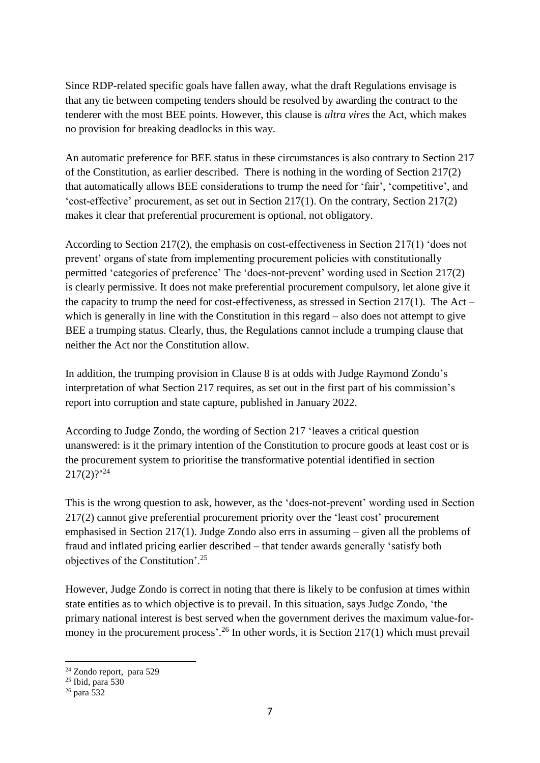Since RDP-related specific goals have fallen away, what the draft Regulations envisage is that any tie between competing tenders should be resolved by awarding the contract to the tenderer with the most BEE points. However, this clause is *ultra vires* the Act, which makes no provision for breaking deadlocks in this way.

An automatic preference for BEE status in these circumstances is also contrary to Section 217 of the Constitution, as earlier described. There is nothing in the wording of Section 217(2) that automatically allows BEE considerations to trump the need for 'fair', 'competitive', and 'cost-effective' procurement, as set out in Section 217(1). On the contrary, Section 217(2) makes it clear that preferential procurement is optional, not obligatory.

According to Section 217(2), the emphasis on cost-effectiveness in Section 217(1) 'does not prevent' organs of state from implementing procurement policies with constitutionally permitted 'categories of preference' The 'does-not-prevent' wording used in Section 217(2) is clearly permissive. It does not make preferential procurement compulsory, let alone give it the capacity to trump the need for cost-effectiveness, as stressed in Section 217(1). The Act – which is generally in line with the Constitution in this regard – also does not attempt to give BEE a trumping status. Clearly, thus, the Regulations cannot include a trumping clause that neither the Act nor the Constitution allow.

In addition, the trumping provision in Clause 8 is at odds with Judge Raymond Zondo's interpretation of what Section 217 requires, as set out in the first part of his commission's report into corruption and state capture, published in January 2022.

According to Judge Zondo, the wording of Section 217 'leaves a critical question unanswered: is it the primary intention of the Constitution to procure goods at least cost or is the procurement system to prioritise the transformative potential identified in section 217(2)?'[24]

This is the wrong question to ask, however, as the 'does-not-prevent' wording used in Section 217(2) cannot give preferential procurement priority over the 'least cost' procurement emphasised in Section 217(1). Judge Zondo also errs in assuming – given all the problems of fraud and inflated pricing earlier described – that tender awards generally 'satisfy both objectives of the Constitution'.[25]

However, Judge Zondo is correct in noting that there is likely to be confusion at times within state entities as to which objective is to prevail. In this situation, says Judge Zondo, 'the primary national interest is best served when the government derives the maximum value-for-money in the procurement process'.[26] In other words, it is Section 217(1) which must prevail

---

[24] Zondo report, para 529

[25] Ibid, para 530

[26] para 532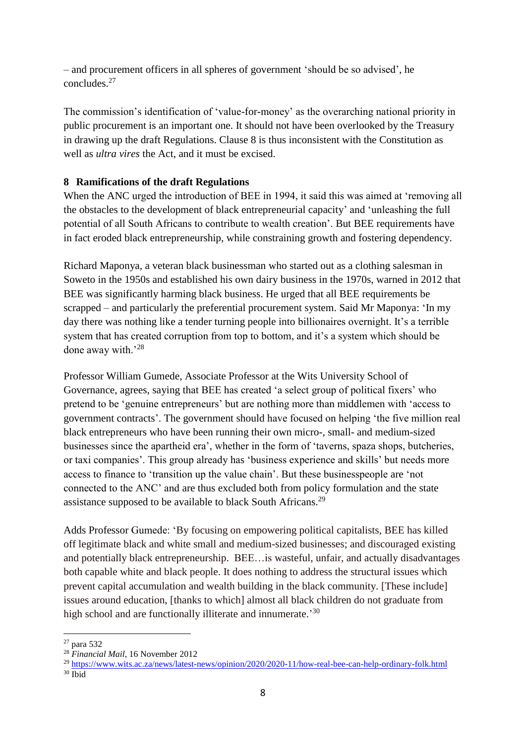– and procurement officers in all spheres of government 'should be so advised', he concludes.[27]

The commission's identification of 'value-for-money' as the overarching national priority in public procurement is an important one. It should not have been overlooked by the Treasury in drawing up the draft Regulations. Clause 8 is thus inconsistent with the Constitution as well as *ultra vires* the Act, and it must be excised.

## 8 Ramifications of the draft Regulations

When the ANC urged the introduction of BEE in 1994, it said this was aimed at 'removing all the obstacles to the development of black entrepreneurial capacity' and 'unleashing the full potential of all South Africans to contribute to wealth creation'. But BEE requirements have in fact eroded black entrepreneurship, while constraining growth and fostering dependency.

Richard Maponya, a veteran black businessman who started out as a clothing salesman in Soweto in the 1950s and established his own dairy business in the 1970s, warned in 2012 that BEE was significantly harming black business. He urged that all BEE requirements be scrapped – and particularly the preferential procurement system. Said Mr Maponya: 'In my day there was nothing like a tender turning people into billionaires overnight. It's a terrible system that has created corruption from top to bottom, and it's a system which should be done away with.'[28]

Professor William Gumede, Associate Professor at the Wits University School of Governance, agrees, saying that BEE has created 'a select group of political fixers' who pretend to be 'genuine entrepreneurs' but are nothing more than middlemen with 'access to government contracts'. The government should have focused on helping 'the five million real black entrepreneurs who have been running their own micro-, small- and medium-sized businesses since the apartheid era', whether in the form of 'taverns, spaza shops, butcheries, or taxi companies'. This group already has 'business experience and skills' but needs more access to finance to 'transition up the value chain'. But these businesspeople are 'not connected to the ANC' and are thus excluded both from policy formulation and the state assistance supposed to be available to black South Africans.[29]

Adds Professor Gumede: 'By focusing on empowering political capitalists, BEE has killed off legitimate black and white small and medium-sized businesses; and discouraged existing and potentially black entrepreneurship. BEE…is wasteful, unfair, and actually disadvantages both capable white and black people. It does nothing to address the structural issues which prevent capital accumulation and wealth building in the black community. [These include] issues around education, [thanks to which] almost all black children do not graduate from high school and are functionally illiterate and innumerate.'[30]

---

[27] para 532

[28] *Financial Mail*, 16 November 2012

[29] https://www.wits.ac.za/news/latest-news/opinion/2020/2020-11/how-real-bee-can-help-ordinary-folk.html

[30] Ibid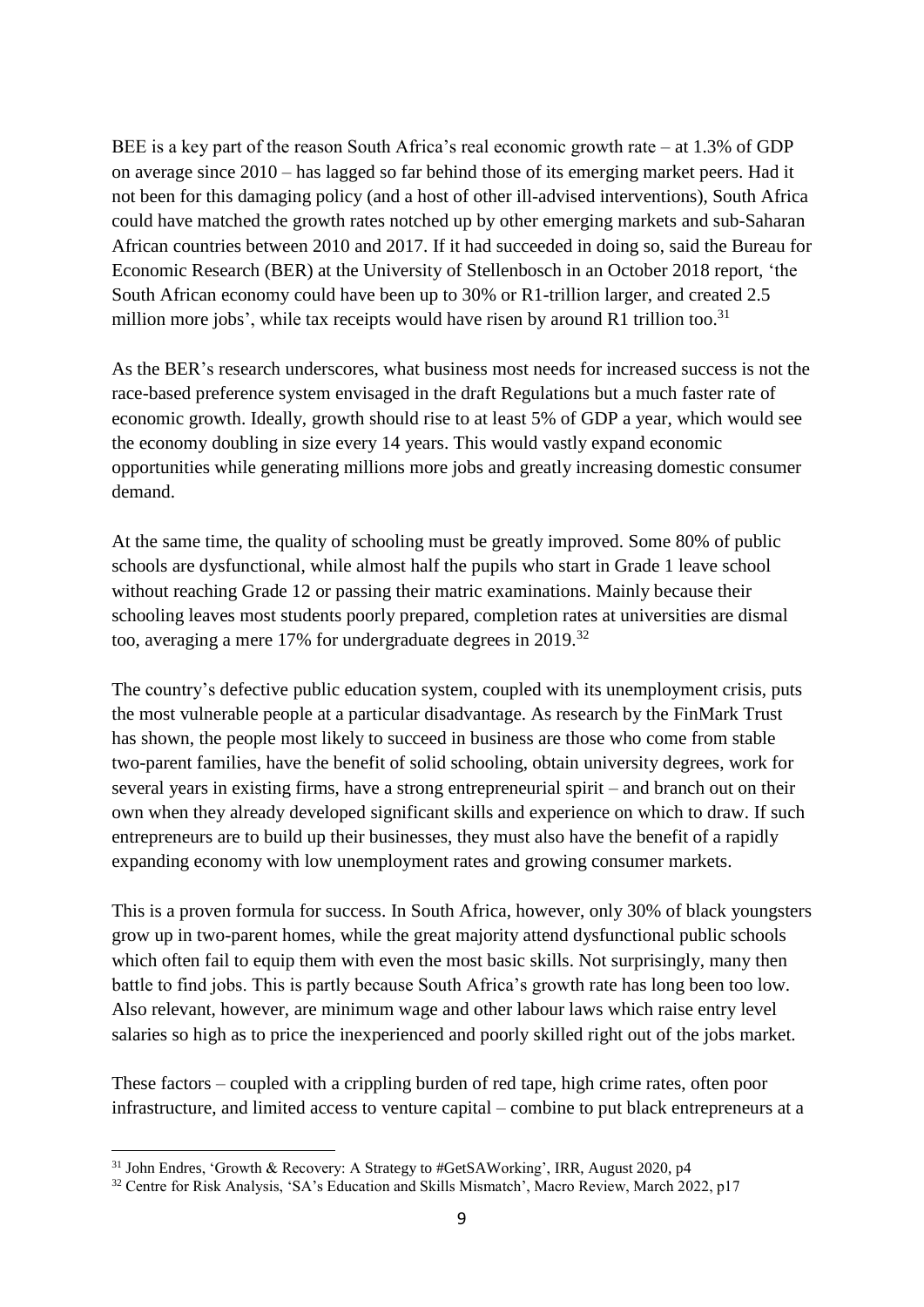BEE is a key part of the reason South Africa's real economic growth rate – at 1.3% of GDP on average since 2010 – has lagged so far behind those of its emerging market peers. Had it not been for this damaging policy (and a host of other ill-advised interventions), South Africa could have matched the growth rates notched up by other emerging markets and sub-Saharan African countries between 2010 and 2017. If it had succeeded in doing so, said the Bureau for Economic Research (BER) at the University of Stellenbosch in an October 2018 report, 'the South African economy could have been up to 30% or R1-trillion larger, and created 2.5 million more jobs', while tax receipts would have risen by around R1 trillion too.[31]

As the BER's research underscores, what business most needs for increased success is not the race-based preference system envisaged in the draft Regulations but a much faster rate of economic growth. Ideally, growth should rise to at least 5% of GDP a year, which would see the economy doubling in size every 14 years. This would vastly expand economic opportunities while generating millions more jobs and greatly increasing domestic consumer demand.

At the same time, the quality of schooling must be greatly improved. Some 80% of public schools are dysfunctional, while almost half the pupils who start in Grade 1 leave school without reaching Grade 12 or passing their matric examinations. Mainly because their schooling leaves most students poorly prepared, completion rates at universities are dismal too, averaging a mere 17% for undergraduate degrees in 2019.[32]

The country's defective public education system, coupled with its unemployment crisis, puts the most vulnerable people at a particular disadvantage. As research by the FinMark Trust has shown, the people most likely to succeed in business are those who come from stable two-parent families, have the benefit of solid schooling, obtain university degrees, work for several years in existing firms, have a strong entrepreneurial spirit – and branch out on their own when they already developed significant skills and experience on which to draw. If such entrepreneurs are to build up their businesses, they must also have the benefit of a rapidly expanding economy with low unemployment rates and growing consumer markets.

This is a proven formula for success. In South Africa, however, only 30% of black youngsters grow up in two-parent homes, while the great majority attend dysfunctional public schools which often fail to equip them with even the most basic skills. Not surprisingly, many then battle to find jobs. This is partly because South Africa's growth rate has long been too low. Also relevant, however, are minimum wage and other labour laws which raise entry level salaries so high as to price the inexperienced and poorly skilled right out of the jobs market.

These factors – coupled with a crippling burden of red tape, high crime rates, often poor infrastructure, and limited access to venture capital – combine to put black entrepreneurs at a

---

[31] John Endres, 'Growth & Recovery: A Strategy to #GetSAWorking', IRR, August 2020, p4

[32] Centre for Risk Analysis, 'SA's Education and Skills Mismatch', Macro Review, March 2022, p17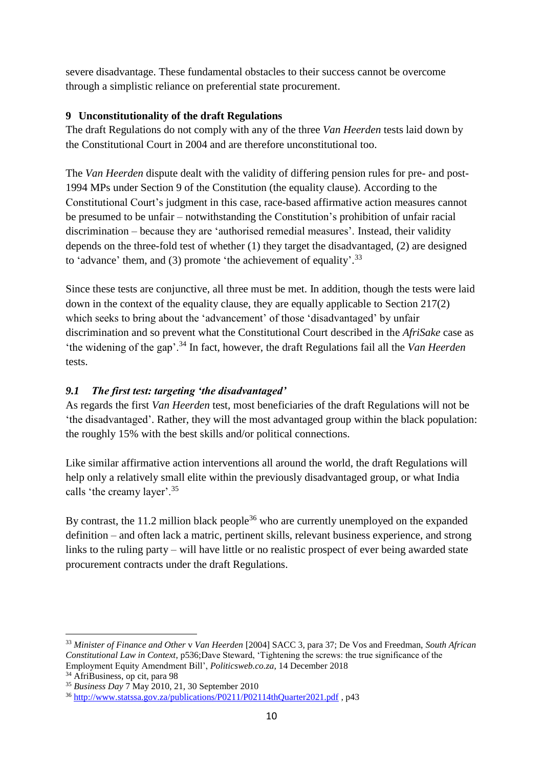severe disadvantage. These fundamental obstacles to their success cannot be overcome through a simplistic reliance on preferential state procurement.

## 9 Unconstitutionality of the draft Regulations

The draft Regulations do not comply with any of the three *Van Heerden* tests laid down by the Constitutional Court in 2004 and are therefore unconstitutional too.

The *Van Heerden* dispute dealt with the validity of differing pension rules for pre- and post-1994 MPs under Section 9 of the Constitution (the equality clause). According to the Constitutional Court's judgment in this case, race-based affirmative action measures cannot be presumed to be unfair – notwithstanding the Constitution's prohibition of unfair racial discrimination – because they are 'authorised remedial measures'. Instead, their validity depends on the three-fold test of whether (1) they target the disadvantaged, (2) are designed to 'advance' them, and (3) promote 'the achievement of equality'.[33]

Since these tests are conjunctive, all three must be met. In addition, though the tests were laid down in the context of the equality clause, they are equally applicable to Section 217(2) which seeks to bring about the 'advancement' of those 'disadvantaged' by unfair discrimination and so prevent what the Constitutional Court described in the *AfriSake* case as 'the widening of the gap'.[34] In fact, however, the draft Regulations fail all the *Van Heerden* tests.

### *9.1 The first test: targeting 'the disadvantaged'*

As regards the first *Van Heerden* test, most beneficiaries of the draft Regulations will not be 'the disadvantaged'. Rather, they will the most advantaged group within the black population: the roughly 15% with the best skills and/or political connections.

Like similar affirmative action interventions all around the world, the draft Regulations will help only a relatively small elite within the previously disadvantaged group, or what India calls 'the creamy layer'.[35]

By contrast, the 11.2 million black people[36] who are currently unemployed on the expanded definition – and often lack a matric, pertinent skills, relevant business experience, and strong links to the ruling party – will have little or no realistic prospect of ever being awarded state procurement contracts under the draft Regulations.

---

[33] *Minister of Finance and Other* v *Van Heerden* [2004] SACC 3, para 37; De Vos and Freedman, *South African Constitutional Law in Context*, p536;Dave Steward, 'Tightening the screws: the true significance of the Employment Equity Amendment Bill', *Politicsweb.co.za*, 14 December 2018

[34] AfriBusiness, op cit, para 98

[35] *Business Day* 7 May 2010, 21, 30 September 2010

[36] http://www.statssa.gov.za/publications/P0211/P02114thQuarter2021.pdf , p43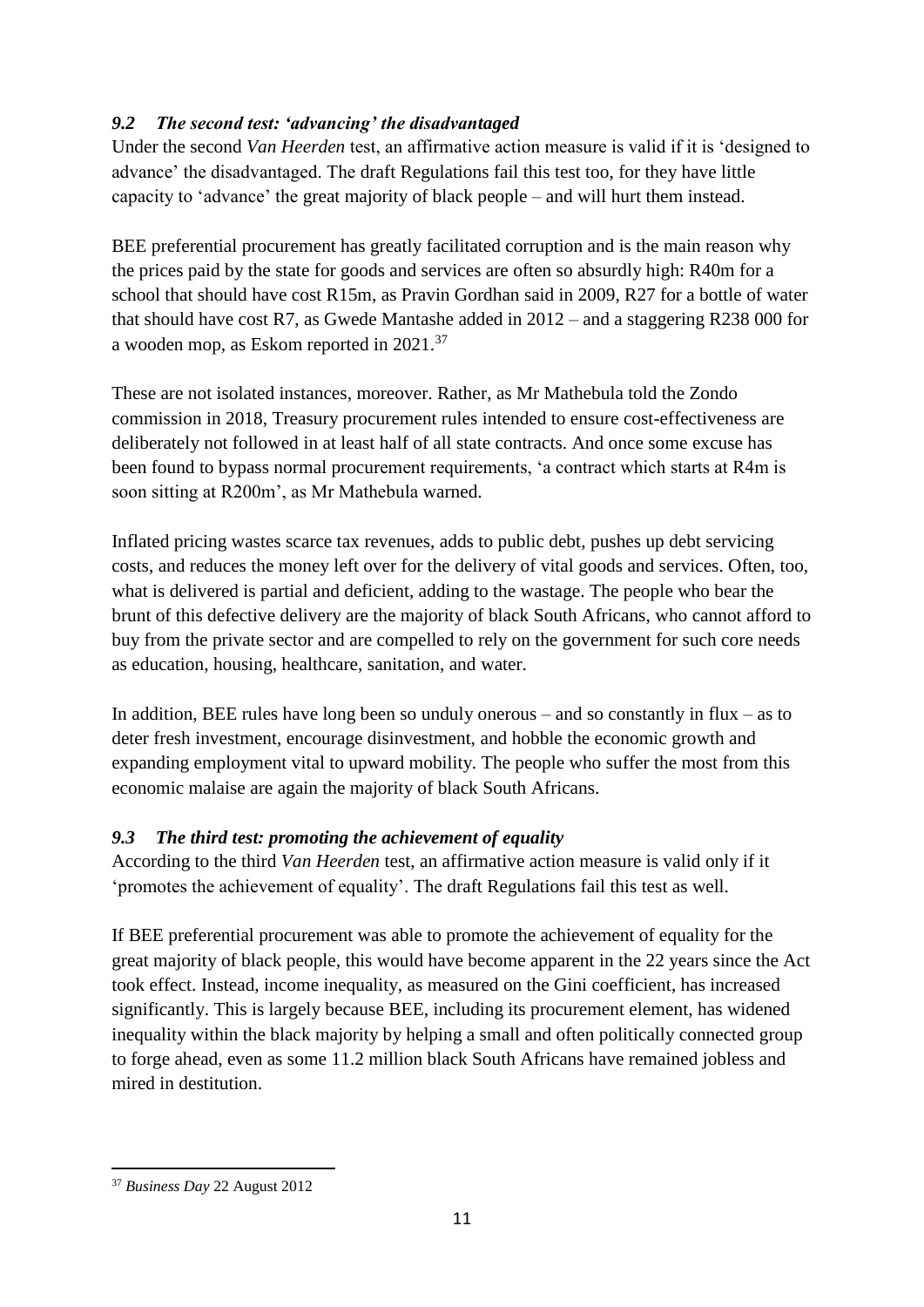### *9.2 The second test: 'advancing' the disadvantaged*

Under the second *Van Heerden* test, an affirmative action measure is valid if it is 'designed to advance' the disadvantaged. The draft Regulations fail this test too, for they have little capacity to 'advance' the great majority of black people – and will hurt them instead.

BEE preferential procurement has greatly facilitated corruption and is the main reason why the prices paid by the state for goods and services are often so absurdly high: R40m for a school that should have cost R15m, as Pravin Gordhan said in 2009, R27 for a bottle of water that should have cost R7, as Gwede Mantashe added in 2012 – and a staggering R238 000 for a wooden mop, as Eskom reported in 2021.[37]

These are not isolated instances, moreover. Rather, as Mr Mathebula told the Zondo commission in 2018, Treasury procurement rules intended to ensure cost-effectiveness are deliberately not followed in at least half of all state contracts. And once some excuse has been found to bypass normal procurement requirements, 'a contract which starts at R4m is soon sitting at R200m', as Mr Mathebula warned.

Inflated pricing wastes scarce tax revenues, adds to public debt, pushes up debt servicing costs, and reduces the money left over for the delivery of vital goods and services. Often, too, what is delivered is partial and deficient, adding to the wastage. The people who bear the brunt of this defective delivery are the majority of black South Africans, who cannot afford to buy from the private sector and are compelled to rely on the government for such core needs as education, housing, healthcare, sanitation, and water.

In addition, BEE rules have long been so unduly onerous – and so constantly in flux – as to deter fresh investment, encourage disinvestment, and hobble the economic growth and expanding employment vital to upward mobility. The people who suffer the most from this economic malaise are again the majority of black South Africans.

### *9.3 The third test: promoting the achievement of equality*

According to the third *Van Heerden* test, an affirmative action measure is valid only if it 'promotes the achievement of equality'. The draft Regulations fail this test as well.

If BEE preferential procurement was able to promote the achievement of equality for the great majority of black people, this would have become apparent in the 22 years since the Act took effect. Instead, income inequality, as measured on the Gini coefficient, has increased significantly. This is largely because BEE, including its procurement element, has widened inequality within the black majority by helping a small and often politically connected group to forge ahead, even as some 11.2 million black South Africans have remained jobless and mired in destitution.

---

[37] *Business Day* 22 August 2012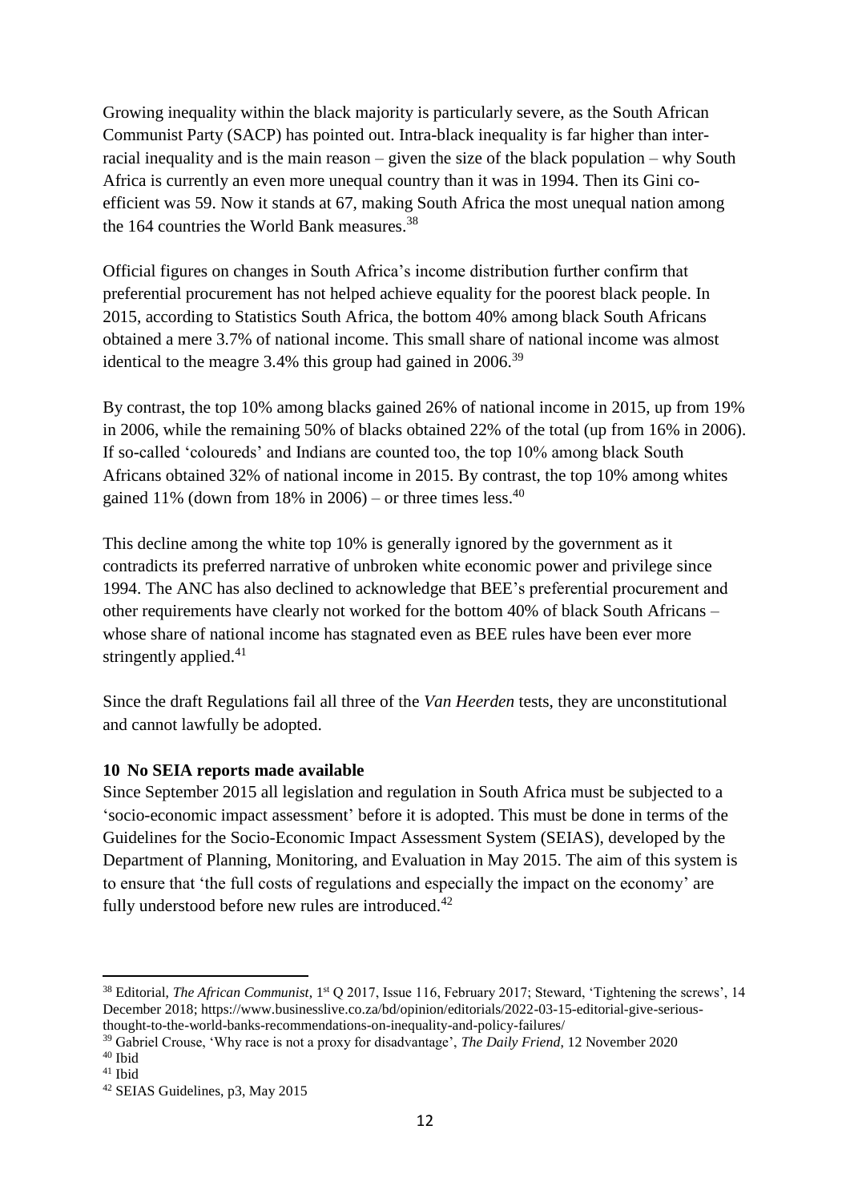Growing inequality within the black majority is particularly severe, as the South African Communist Party (SACP) has pointed out. Intra-black inequality is far higher than inter-racial inequality and is the main reason – given the size of the black population – why South Africa is currently an even more unequal country than it was in 1994. Then its Gini co-efficient was 59. Now it stands at 67, making South Africa the most unequal nation among the 164 countries the World Bank measures.[38]

Official figures on changes in South Africa's income distribution further confirm that preferential procurement has not helped achieve equality for the poorest black people. In 2015, according to Statistics South Africa, the bottom 40% among black South Africans obtained a mere 3.7% of national income. This small share of national income was almost identical to the meagre 3.4% this group had gained in 2006.[39]

By contrast, the top 10% among blacks gained 26% of national income in 2015, up from 19% in 2006, while the remaining 50% of blacks obtained 22% of the total (up from 16% in 2006). If so-called 'coloureds' and Indians are counted too, the top 10% among black South Africans obtained 32% of national income in 2015. By contrast, the top 10% among whites gained 11% (down from 18% in 2006) – or three times less.[40]

This decline among the white top 10% is generally ignored by the government as it contradicts its preferred narrative of unbroken white economic power and privilege since 1994. The ANC has also declined to acknowledge that BEE's preferential procurement and other requirements have clearly not worked for the bottom 40% of black South Africans – whose share of national income has stagnated even as BEE rules have been ever more stringently applied.[41]

Since the draft Regulations fail all three of the *Van Heerden* tests, they are unconstitutional and cannot lawfully be adopted.

**10 No SEIA reports made available**

Since September 2015 all legislation and regulation in South Africa must be subjected to a 'socio-economic impact assessment' before it is adopted. This must be done in terms of the Guidelines for the Socio-Economic Impact Assessment System (SEIAS), developed by the Department of Planning, Monitoring, and Evaluation in May 2015. The aim of this system is to ensure that 'the full costs of regulations and especially the impact on the economy' are fully understood before new rules are introduced.[42]

---

[38] Editorial, *The African Communist*, 1st Q 2017, Issue 116, February 2017; Steward, 'Tightening the screws', 14 December 2018; https://www.businesslive.co.za/bd/opinion/editorials/2022-03-15-editorial-give-serious-thought-to-the-world-banks-recommendations-on-inequality-and-policy-failures/

[39] Gabriel Crouse, 'Why race is not a proxy for disadvantage', *The Daily Friend*, 12 November 2020

[40] Ibid

[41] Ibid

[42] SEIAS Guidelines, p3, May 2015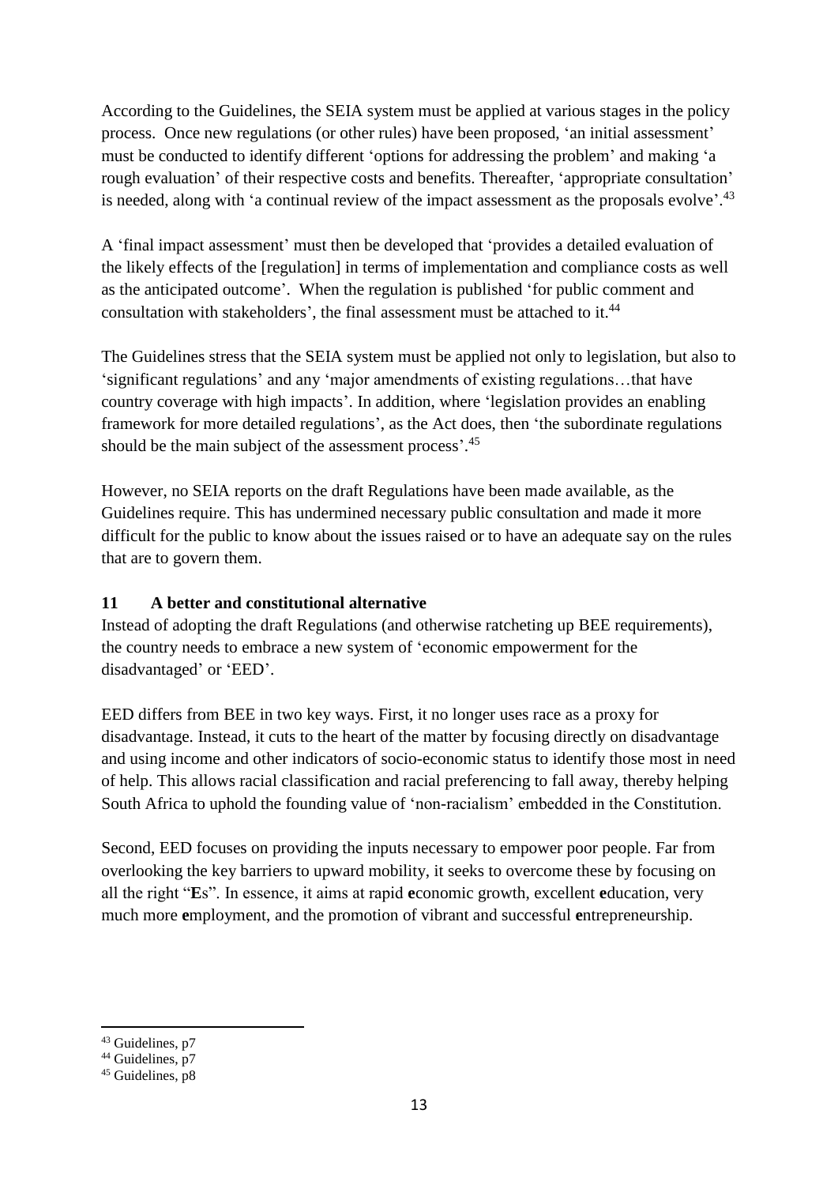According to the Guidelines, the SEIA system must be applied at various stages in the policy process. Once new regulations (or other rules) have been proposed, 'an initial assessment' must be conducted to identify different 'options for addressing the problem' and making 'a rough evaluation' of their respective costs and benefits. Thereafter, 'appropriate consultation' is needed, along with 'a continual review of the impact assessment as the proposals evolve'.[43]

A 'final impact assessment' must then be developed that 'provides a detailed evaluation of the likely effects of the [regulation] in terms of implementation and compliance costs as well as the anticipated outcome'. When the regulation is published 'for public comment and consultation with stakeholders', the final assessment must be attached to it.[44]

The Guidelines stress that the SEIA system must be applied not only to legislation, but also to 'significant regulations' and any 'major amendments of existing regulations…that have country coverage with high impacts'. In addition, where 'legislation provides an enabling framework for more detailed regulations', as the Act does, then 'the subordinate regulations should be the main subject of the assessment process'.[45]

However, no SEIA reports on the draft Regulations have been made available, as the Guidelines require. This has undermined necessary public consultation and made it more difficult for the public to know about the issues raised or to have an adequate say on the rules that are to govern them.

## 11 A better and constitutional alternative

Instead of adopting the draft Regulations (and otherwise ratcheting up BEE requirements), the country needs to embrace a new system of 'economic empowerment for the disadvantaged' or 'EED'.

EED differs from BEE in two key ways. First, it no longer uses race as a proxy for disadvantage. Instead, it cuts to the heart of the matter by focusing directly on disadvantage and using income and other indicators of socio-economic status to identify those most in need of help. This allows racial classification and racial preferencing to fall away, thereby helping South Africa to uphold the founding value of 'non-racialism' embedded in the Constitution.

Second, EED focuses on providing the inputs necessary to empower poor people. Far from overlooking the key barriers to upward mobility, it seeks to overcome these by focusing on all the right "**E**s". In essence, it aims at rapid **e**conomic growth, excellent **e**ducation, very much more **e**mployment, and the promotion of vibrant and successful **e**ntrepreneurship.

---

[43] Guidelines, p7

[44] Guidelines, p7

[45] Guidelines, p8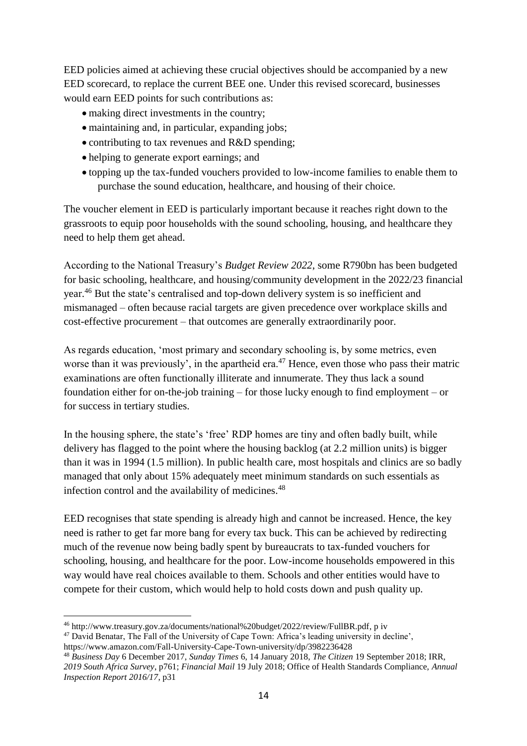EED policies aimed at achieving these crucial objectives should be accompanied by a new EED scorecard, to replace the current BEE one. Under this revised scorecard, businesses would earn EED points for such contributions as:

- making direct investments in the country;
- maintaining and, in particular, expanding jobs;
- contributing to tax revenues and R&D spending;
- helping to generate export earnings; and
- topping up the tax-funded vouchers provided to low-income families to enable them to purchase the sound education, healthcare, and housing of their choice.

The voucher element in EED is particularly important because it reaches right down to the grassroots to equip poor households with the sound schooling, housing, and healthcare they need to help them get ahead.

According to the National Treasury's *Budget Review 2022*, some R790bn has been budgeted for basic schooling, healthcare, and housing/community development in the 2022/23 financial year.[46] But the state's centralised and top-down delivery system is so inefficient and mismanaged – often because racial targets are given precedence over workplace skills and cost-effective procurement – that outcomes are generally extraordinarily poor.

As regards education, 'most primary and secondary schooling is, by some metrics, even worse than it was previously', in the apartheid era.[47] Hence, even those who pass their matric examinations are often functionally illiterate and innumerate. They thus lack a sound foundation either for on-the-job training – for those lucky enough to find employment – or for success in tertiary studies.

In the housing sphere, the state's 'free' RDP homes are tiny and often badly built, while delivery has flagged to the point where the housing backlog (at 2.2 million units) is bigger than it was in 1994 (1.5 million). In public health care, most hospitals and clinics are so badly managed that only about 15% adequately meet minimum standards on such essentials as infection control and the availability of medicines.[48]

EED recognises that state spending is already high and cannot be increased. Hence, the key need is rather to get far more bang for every tax buck. This can be achieved by redirecting much of the revenue now being badly spent by bureaucrats to tax-funded vouchers for schooling, housing, and healthcare for the poor. Low-income households empowered in this way would have real choices available to them. Schools and other entities would have to compete for their custom, which would help to hold costs down and push quality up.

---

[46] http://www.treasury.gov.za/documents/national%20budget/2022/review/FullBR.pdf, p iv

[47] David Benatar, The Fall of the University of Cape Town: Africa's leading university in decline', https://www.amazon.com/Fall-University-Cape-Town-university/dp/3982236428

[48] *Business Day* 6 December 2017, *Sunday Times* 6, 14 January 2018, *The Citizen* 19 September 2018; IRR, *2019 South Africa Survey*, p761; *Financial Mail* 19 July 2018; Office of Health Standards Compliance, *Annual Inspection Report 2016/17*, p31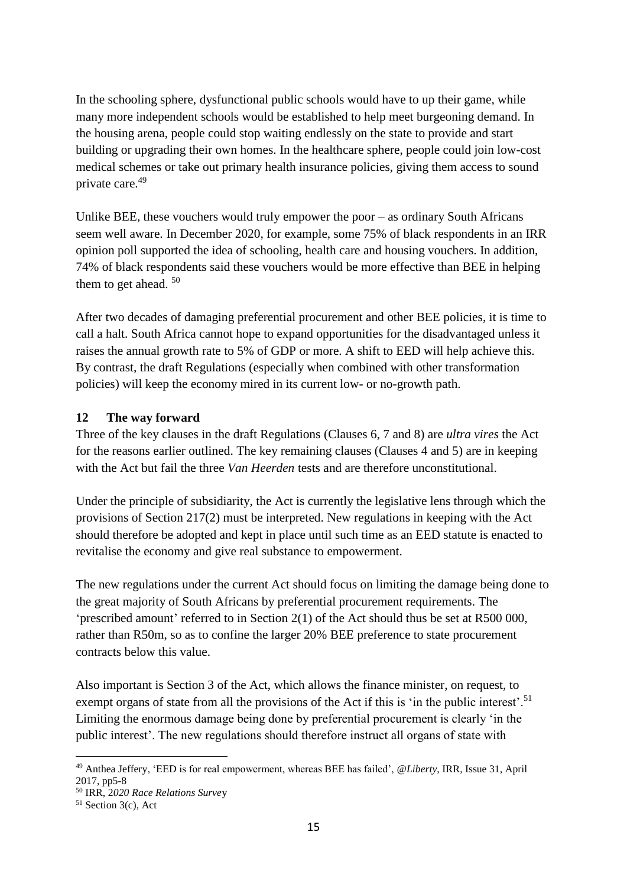In the schooling sphere, dysfunctional public schools would have to up their game, while many more independent schools would be established to help meet burgeoning demand. In the housing arena, people could stop waiting endlessly on the state to provide and start building or upgrading their own homes. In the healthcare sphere, people could join low-cost medical schemes or take out primary health insurance policies, giving them access to sound private care.[49]

Unlike BEE, these vouchers would truly empower the poor – as ordinary South Africans seem well aware. In December 2020, for example, some 75% of black respondents in an IRR opinion poll supported the idea of schooling, health care and housing vouchers. In addition, 74% of black respondents said these vouchers would be more effective than BEE in helping them to get ahead. [50]

After two decades of damaging preferential procurement and other BEE policies, it is time to call a halt. South Africa cannot hope to expand opportunities for the disadvantaged unless it raises the annual growth rate to 5% of GDP or more. A shift to EED will help achieve this. By contrast, the draft Regulations (especially when combined with other transformation policies) will keep the economy mired in its current low- or no-growth path.

## 12 The way forward

Three of the key clauses in the draft Regulations (Clauses 6, 7 and 8) are *ultra vires* the Act for the reasons earlier outlined. The key remaining clauses (Clauses 4 and 5) are in keeping with the Act but fail the three *Van Heerden* tests and are therefore unconstitutional.

Under the principle of subsidiarity, the Act is currently the legislative lens through which the provisions of Section 217(2) must be interpreted. New regulations in keeping with the Act should therefore be adopted and kept in place until such time as an EED statute is enacted to revitalise the economy and give real substance to empowerment.

The new regulations under the current Act should focus on limiting the damage being done to the great majority of South Africans by preferential procurement requirements. The 'prescribed amount' referred to in Section 2(1) of the Act should thus be set at R500 000, rather than R50m, so as to confine the larger 20% BEE preference to state procurement contracts below this value.

Also important is Section 3 of the Act, which allows the finance minister, on request, to exempt organs of state from all the provisions of the Act if this is 'in the public interest'.[51] Limiting the enormous damage being done by preferential procurement is clearly 'in the public interest'. The new regulations should therefore instruct all organs of state with

---

[49] Anthea Jeffery, 'EED is for real empowerment, whereas BEE has failed', *@Liberty*, IRR, Issue 31, April 2017, pp5-8

[50] IRR, *2020 Race Relations Survey*

[51] Section 3(c), Act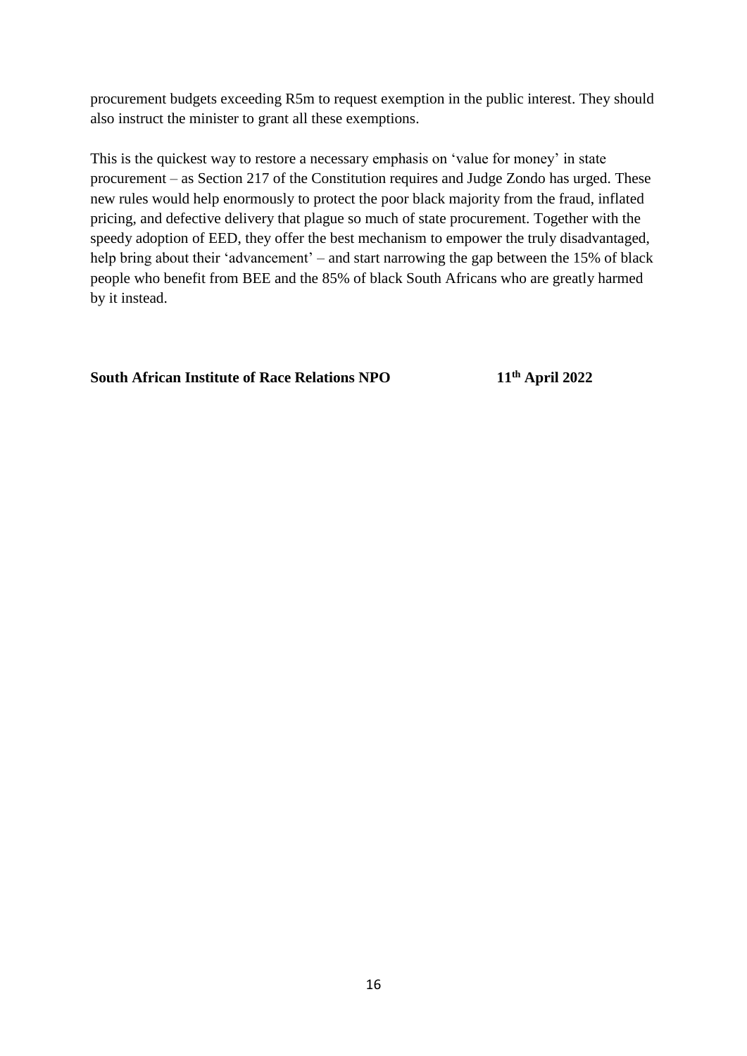procurement budgets exceeding R5m to request exemption in the public interest. They should also instruct the minister to grant all these exemptions.

This is the quickest way to restore a necessary emphasis on 'value for money' in state procurement – as Section 217 of the Constitution requires and Judge Zondo has urged. These new rules would help enormously to protect the poor black majority from the fraud, inflated pricing, and defective delivery that plague so much of state procurement. Together with the speedy adoption of EED, they offer the best mechanism to empower the truly disadvantaged, help bring about their 'advancement' – and start narrowing the gap between the 15% of black people who benefit from BEE and the 85% of black South Africans who are greatly harmed by it instead.

**South African Institute of Race Relations NPO** **11th April 2022**